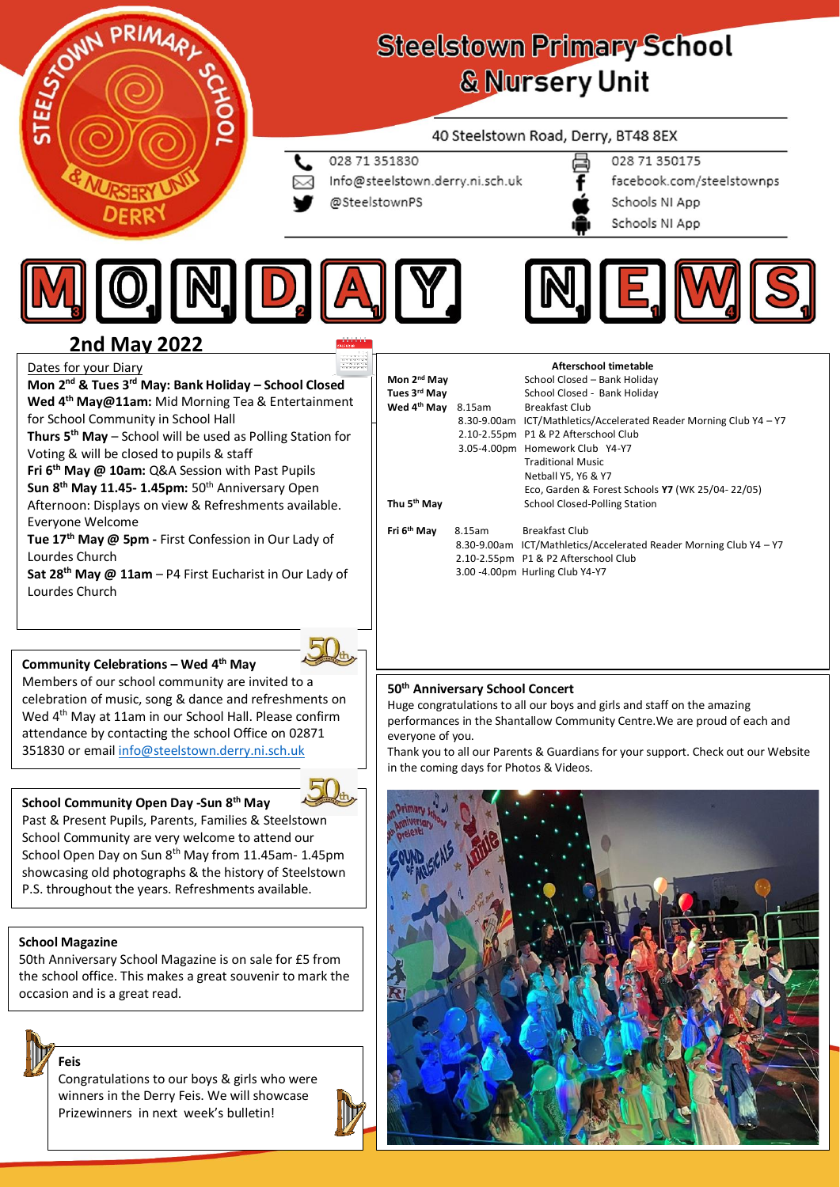# Steelstown Primary School & Nursery Unit

40 Steelstown Road, Derry, BT48 8EX

028 71 351830
Info@steelstown.derry.ni.sch.uk
@SteelstownPS

028 71 350175
facebook.com/steelstownps
Schools NI App
Schools NI App

# MONDAY NEWS

## 2nd May 2022

Dates for your Diary

**Mon 2nd & Tues 3rd May: Bank Holiday – School Closed**
**Wed 4th May@11am:** Mid Morning Tea & Entertainment for School Community in School Hall
**Thurs 5th May** – School will be used as Polling Station for Voting & will be closed to pupils & staff
**Fri 6th May @ 10am:** Q&A Session with Past Pupils
**Sun 8th May 11.45- 1.45pm:** 50th Anniversary Open Afternoon: Displays on view & Refreshments available. Everyone Welcome
**Tue 17th May @ 5pm -** First Confession in Our Lady of Lourdes Church
**Sat 28th May @ 11am** – P4 First Eucharist in Our Lady of Lourdes Church

### Afterschool timetable

| Day | Time | Activity |
|---|---|---|
| **Mon 2nd May** | | School Closed – Bank Holiday |
| **Tues 3rd May** | | School Closed - Bank Holiday |
| **Wed 4th May** | 8.15am | Breakfast Club |
| | 8.30-9.00am | ICT/Mathletics/Accelerated Reader Morning Club Y4 – Y7 |
| | 2.10-2.55pm | P1 & P2 Afterschool Club |
| | 3.05-4.00pm | Homework Club Y4-Y7 |
| | | Traditional Music |
| | | Netball Y5, Y6 & Y7 |
| | | Eco, Garden & Forest Schools **Y7** (WK 25/04- 22/05) |
| **Thu 5th May** | | School Closed-Polling Station |
| **Fri 6th May** | 8.15am | Breakfast Club |
| | 8.30-9.00am | ICT/Mathletics/Accelerated Reader Morning Club Y4 – Y7 |
| | 2.10-2.55pm | P1 & P2 Afterschool Club |
| | 3.00 -4.00pm | Hurling Club Y4-Y7 |

### Community Celebrations – Wed 4th May

Members of our school community are invited to a celebration of music, song & dance and refreshments on Wed 4th May at 11am in our School Hall. Please confirm attendance by contacting the school Office on 02871 351830 or email info@steelstown.derry.ni.sch.uk

### School Community Open Day -Sun 8th May

Past & Present Pupils, Parents, Families & Steelstown School Community are very welcome to attend our School Open Day on Sun 8th May from 11.45am- 1.45pm showcasing old photographs & the history of Steelstown P.S. throughout the years. Refreshments available.

### School Magazine

50th Anniversary School Magazine is on sale for £5 from the school office. This makes a great souvenir to mark the occasion and is a great read.

### Feis

Congratulations to our boys & girls who were winners in the Derry Feis. We will showcase Prizewinners in next week's bulletin!

### 50th Anniversary School Concert

Huge congratulations to all our boys and girls and staff on the amazing performances in the Shantallow Community Centre.We are proud of each and everyone of you.

Thank you to all our Parents & Guardians for your support. Check out our Website in the coming days for Photos & Videos.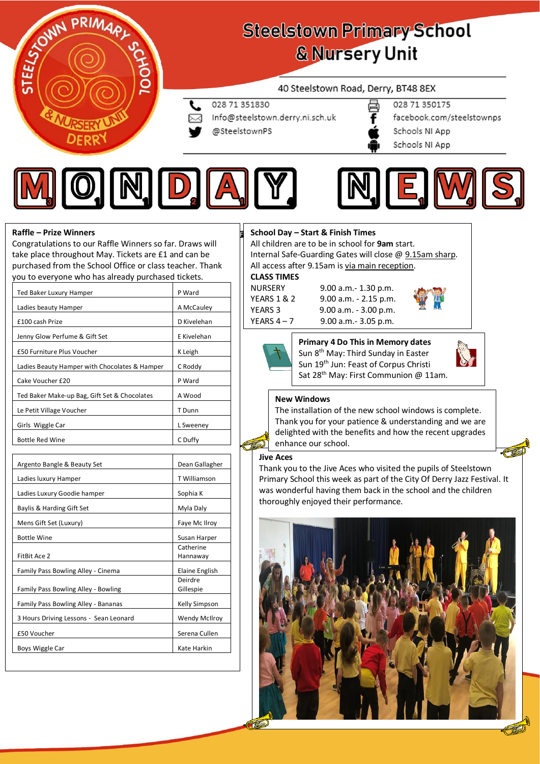# Steelstown Primary School & Nursery Unit

40 Steelstown Road, Derry, BT48 8EX

028 71 351830
Info@steelstown.derry.ni.sch.uk
@SteelstownPS

028 71 350175
facebook.com/steelstownps
Schools NI App
Schools NI App

# MONDAY NEWS

## Raffle – Prize Winners

Congratulations to our Raffle Winners so far. Draws will take place throughout May. Tickets are £1 and can be purchased from the School Office or class teacher. Thank you to everyone who has already purchased tickets.

| | |
|---|---|
| Ted Baker Luxury Hamper | P Ward |
| Ladies beauty Hamper | A McCauley |
| £100 cash Prize | D Kivelehan |
| Jenny Glow Perfume & Gift Set | E Kivelehan |
| £50 Furniture Plus Voucher | K Leigh |
| Ladies Beauty Hamper with Chocolates & Hamper | C Roddy |
| Cake Voucher £20 | P Ward |
| Ted Baker Make-up Bag, Gift Set & Chocolates | A Wood |
| Le Petit Village Voucher | T Dunn |
| Girls Wiggle Car | L Sweeney |
| Bottle Red Wine | C Duffy |

| | |
|---|---|
| Argento Bangle & Beauty Set | Dean Gallagher |
| Ladies luxury Hamper | T Williamson |
| Ladies Luxury Goodie hamper | Sophia K |
| Baylis & Harding Gift Set | Myla Daly |
| Mens Gift Set (Luxury) | Faye Mc Ilroy |
| Bottle Wine | Susan Harper |
| FitBit Ace 2 | Catherine Hannaway |
| Family Pass Bowling Alley - Cinema | Elaine English |
| Family Pass Bowling Alley - Bowling | Deirdre Gillespie |
| Family Pass Bowling Alley - Bananas | Kelly Simpson |
| 3 Hours Driving Lessons - Sean Leonard | Wendy McIlroy |
| £50 Voucher | Serena Cullen |
| Boys Wiggle Car | Kate Harkin |

## School Day – Start & Finish Times

All children are to be in school for **9am** start.
Internal Safe-Guarding Gates will close @ 9.15am sharp.
All access after 9.15am is via main reception.

**CLASS TIMES**

| | |
|---|---|
| NURSERY | 9.00 a.m.- 1.30 p.m. |
| YEARS 1 & 2 | 9.00 a.m. - 2.15 p.m. |
| YEARS 3 | 9.00 a.m. - 3.00 p.m. |
| YEARS 4 – 7 | 9.00 a.m.- 3.05 p.m. |

## Primary 4 Do This in Memory dates

Sun 8th May: Third Sunday in Easter
Sun 19th Jun: Feast of Corpus Christi
Sat 28th May: First Communion @ 11am.

## New Windows

The installation of the new school windows is complete. Thank you for your patience & understanding and we are delighted with the benefits and how the recent upgrades enhance our school.

## Jive Aces

Thank you to the Jive Aces who visited the pupils of Steelstown Primary School this week as part of the City Of Derry Jazz Festival. It was wonderful having them back in the school and the children thoroughly enjoyed their performance.